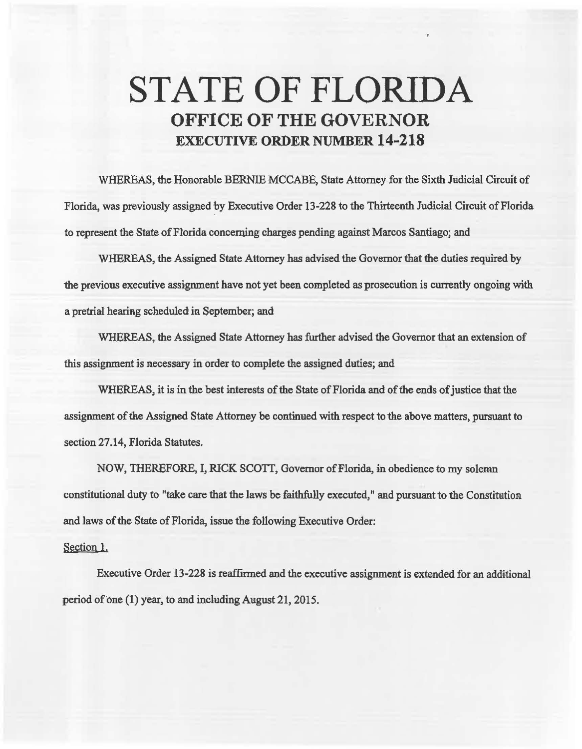# STATE OF FLORIDA

## OFFICE OF THE GOVERNOR

## EXECUTIVE ORDER NUMBER 14-218

WHEREAS, the Honorable BERNIE MCCABE, State Attorney for the Sixth Judicial Circuit of Florida, was previously assigned by Executive Order 13-228 to the Thirteenth Judicial Circuit of Florida to represent the State of Florida concerning charges pending against Marcos Santiago; and

WHEREAS, the Assigned State Attorney has advised the Governor that the duties required by the previous executive assignment have not yet been completed as prosecution is currently ongoing with a pretrial hearing scheduled in September; and

WHEREAS, the Assigned State Attorney has further advised the Governor that an extension of this assignment is necessary in order to complete the assigned duties; and

WHEREAS, it is in the best interests of the State of Florida and of the ends of justice that the assignment of the Assigned State Attorney be continued with respect to the above matters, pursuant to section 27.14, Florida Statutes.

NOW, THEREFORE, I, RICK SCOTT, Governor of Florida, in obedience to my solemn constitutional duty to "take care that the laws be faithfully executed," and pursuant to the Constitution and laws of the State of Florida, issue the following Executive Order:

Section 1.

Executive Order 13-228 is reaffirmed and the executive assignment is extended for an additional period of one (1) year, to and including August 21, 2015.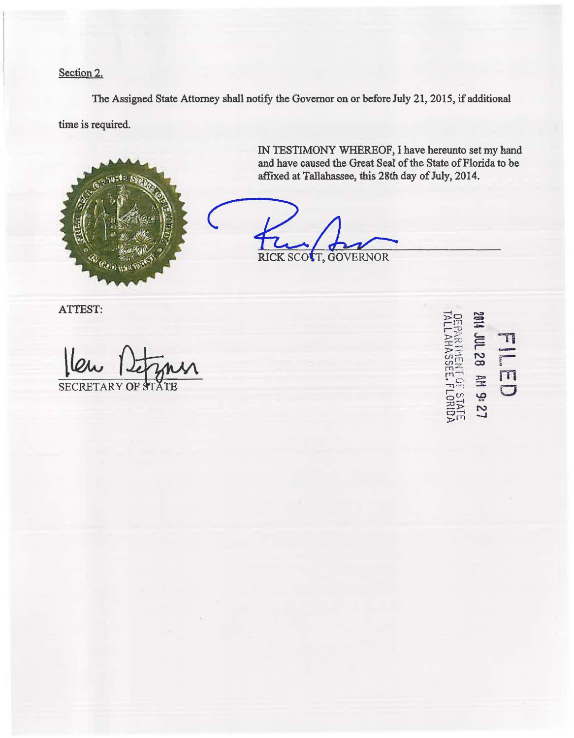Section 2.

The Assigned State Attorney shall notify the Governor on or before July 21, 2015, if additional time is required.

IN TESTIMONY WHEREOF, I have hereunto set my hand and have caused the Great Seal of the State of Florida to be affixed at Tallahassee, this 28th day of July, 2014.

RICK SCOTT, GOVERNOR

ATTEST:

SECRETARY OF STATE

FILED

2014 JUL 28 AM 9:27

DEPARTMENT OF STATE
TALLAHASSEE, FLORIDA